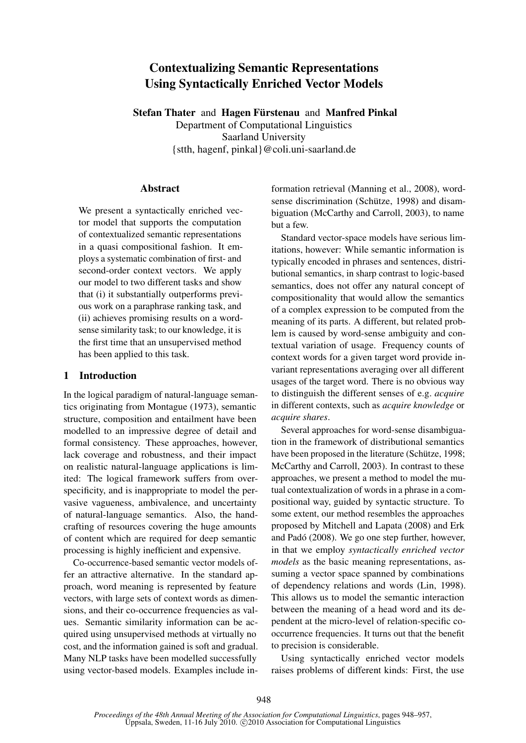# Contextualizing Semantic Representations Using Syntactically Enriched Vector Models

**Stefan Thater** and **Hagen Fürstenau** and **Manfred Pinkal**
Department of Computational Linguistics
Saarland University
{stth, hagenf, pinkal}@coli.uni-saarland.de

## Abstract

We present a syntactically enriched vector model that supports the computation of contextualized semantic representations in a quasi compositional fashion. It employs a systematic combination of first- and second-order context vectors. We apply our model to two different tasks and show that (i) it substantially outperforms previous work on a paraphrase ranking task, and (ii) achieves promising results on a word-sense similarity task; to our knowledge, it is the first time that an unsupervised method has been applied to this task.

## 1 Introduction

In the logical paradigm of natural-language semantics originating from Montague (1973), semantic structure, composition and entailment have been modelled to an impressive degree of detail and formal consistency. These approaches, however, lack coverage and robustness, and their impact on realistic natural-language applications is limited: The logical framework suffers from overspecificity, and is inappropriate to model the pervasive vagueness, ambivalence, and uncertainty of natural-language semantics. Also, the handcrafting of resources covering the huge amounts of content which are required for deep semantic processing is highly inefficient and expensive.

Co-occurrence-based semantic vector models offer an attractive alternative. In the standard approach, word meaning is represented by feature vectors, with large sets of context words as dimensions, and their co-occurrence frequencies as values. Semantic similarity information can be acquired using unsupervised methods at virtually no cost, and the information gained is soft and gradual. Many NLP tasks have been modelled successfully using vector-based models. Examples include information retrieval (Manning et al., 2008), word-sense discrimination (Schütze, 1998) and disambiguation (McCarthy and Carroll, 2003), to name but a few.

Standard vector-space models have serious limitations, however: While semantic information is typically encoded in phrases and sentences, distributional semantics, in sharp contrast to logic-based semantics, does not offer any natural concept of compositionality that would allow the semantics of a complex expression to be computed from the meaning of its parts. A different, but related problem is caused by word-sense ambiguity and contextual variation of usage. Frequency counts of context words for a given target word provide invariant representations averaging over all different usages of the target word. There is no obvious way to distinguish the different senses of e.g. *acquire* in different contexts, such as *acquire knowledge* or *acquire shares*.

Several approaches for word-sense disambiguation in the framework of distributional semantics have been proposed in the literature (Schütze, 1998; McCarthy and Carroll, 2003). In contrast to these approaches, we present a method to model the mutual contextualization of words in a phrase in a compositional way, guided by syntactic structure. To some extent, our method resembles the approaches proposed by Mitchell and Lapata (2008) and Erk and Padó (2008). We go one step further, however, in that we employ *syntactically enriched vector models* as the basic meaning representations, assuming a vector space spanned by combinations of dependency relations and words (Lin, 1998). This allows us to model the semantic interaction between the meaning of a head word and its dependent at the micro-level of relation-specific co-occurrence frequencies. It turns out that the benefit to precision is considerable.

Using syntactically enriched vector models raises problems of different kinds: First, the use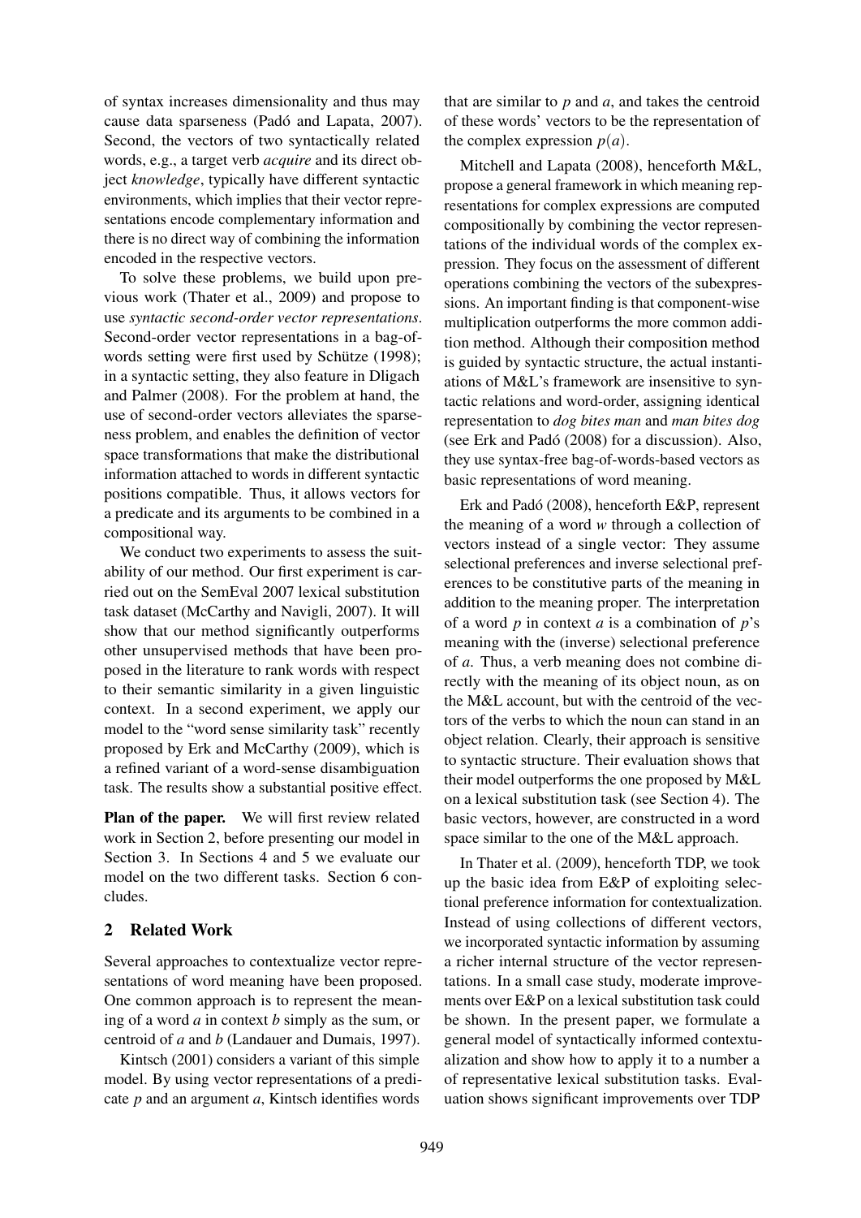of syntax increases dimensionality and thus may cause data sparseness (Padó and Lapata, 2007). Second, the vectors of two syntactically related words, e.g., a target verb *acquire* and its direct object *knowledge*, typically have different syntactic environments, which implies that their vector representations encode complementary information and there is no direct way of combining the information encoded in the respective vectors.

To solve these problems, we build upon previous work (Thater et al., 2009) and propose to use *syntactic second-order vector representations*. Second-order vector representations in a bag-of-words setting were first used by Schütze (1998); in a syntactic setting, they also feature in Dligach and Palmer (2008). For the problem at hand, the use of second-order vectors alleviates the sparseness problem, and enables the definition of vector space transformations that make the distributional information attached to words in different syntactic positions compatible. Thus, it allows vectors for a predicate and its arguments to be combined in a compositional way.

We conduct two experiments to assess the suitability of our method. Our first experiment is carried out on the SemEval 2007 lexical substitution task dataset (McCarthy and Navigli, 2007). It will show that our method significantly outperforms other unsupervised methods that have been proposed in the literature to rank words with respect to their semantic similarity in a given linguistic context. In a second experiment, we apply our model to the "word sense similarity task" recently proposed by Erk and McCarthy (2009), which is a refined variant of a word-sense disambiguation task. The results show a substantial positive effect.

**Plan of the paper.** We will first review related work in Section 2, before presenting our model in Section 3. In Sections 4 and 5 we evaluate our model on the two different tasks. Section 6 concludes.

## 2 Related Work

Several approaches to contextualize vector representations of word meaning have been proposed. One common approach is to represent the meaning of a word *a* in context *b* simply as the sum, or centroid of *a* and *b* (Landauer and Dumais, 1997).

Kintsch (2001) considers a variant of this simple model. By using vector representations of a predicate *p* and an argument *a*, Kintsch identifies words that are similar to *p* and *a*, and takes the centroid of these words' vectors to be the representation of the complex expression $p(a)$.

Mitchell and Lapata (2008), henceforth M&L, propose a general framework in which meaning representations for complex expressions are computed compositionally by combining the vector representations of the individual words of the complex expression. They focus on the assessment of different operations combining the vectors of the subexpressions. An important finding is that component-wise multiplication outperforms the more common addition method. Although their composition method is guided by syntactic structure, the actual instantiations of M&L's framework are insensitive to syntactic relations and word-order, assigning identical representation to *dog bites man* and *man bites dog* (see Erk and Padó (2008) for a discussion). Also, they use syntax-free bag-of-words-based vectors as basic representations of word meaning.

Erk and Padó (2008), henceforth E&P, represent the meaning of a word *w* through a collection of vectors instead of a single vector: They assume selectional preferences and inverse selectional preferences to be constitutive parts of the meaning in addition to the meaning proper. The interpretation of a word *p* in context *a* is a combination of *p*'s meaning with the (inverse) selectional preference of *a*. Thus, a verb meaning does not combine directly with the meaning of its object noun, as on the M&L account, but with the centroid of the vectors of the verbs to which the noun can stand in an object relation. Clearly, their approach is sensitive to syntactic structure. Their evaluation shows that their model outperforms the one proposed by M&L on a lexical substitution task (see Section 4). The basic vectors, however, are constructed in a word space similar to the one of the M&L approach.

In Thater et al. (2009), henceforth TDP, we took up the basic idea from E&P of exploiting selectional preference information for contextualization. Instead of using collections of different vectors, we incorporated syntactic information by assuming a richer internal structure of the vector representations. In a small case study, moderate improvements over E&P on a lexical substitution task could be shown. In the present paper, we formulate a general model of syntactically informed contextualization and show how to apply it to a number a of representative lexical substitution tasks. Evaluation shows significant improvements over TDP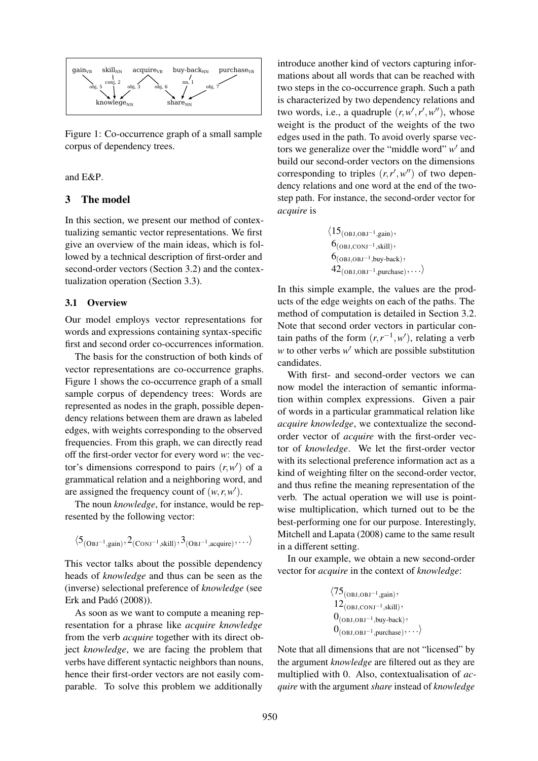Figure 1: Co-occurrence graph of a small sample corpus of dependency trees.

and E&P.

## 3 The model

In this section, we present our method of contextualizing semantic vector representations. We first give an overview of the main ideas, which is followed by a technical description of first-order and second-order vectors (Section 3.2) and the contextualization operation (Section 3.3).

### 3.1 Overview

Our model employs vector representations for words and expressions containing syntax-specific first and second order co-occurrences information.

The basis for the construction of both kinds of vector representations are co-occurrence graphs. Figure 1 shows the co-occurrence graph of a small sample corpus of dependency trees: Words are represented as nodes in the graph, possible dependency relations between them are drawn as labeled edges, with weights corresponding to the observed frequencies. From this graph, we can directly read off the first-order vector for every word $w$: the vector's dimensions correspond to pairs $(r, w')$ of a grammatical relation and a neighboring word, and are assigned the frequency count of $(w, r, w')$.

The noun *knowledge*, for instance, would be represented by the following vector:

$$\langle 5_{(\text{OBJ}^{-1},\text{gain})}, 2_{(\text{CONJ}^{-1},\text{skill})}, 3_{(\text{OBJ}^{-1},\text{acquire})}, \ldots \rangle$$

This vector talks about the possible dependency heads of *knowledge* and thus can be seen as the (inverse) selectional preference of *knowledge* (see Erk and Padó (2008)).

As soon as we want to compute a meaning representation for a phrase like *acquire knowledge* from the verb *acquire* together with its direct object *knowledge*, we are facing the problem that verbs have different syntactic neighbors than nouns, hence their first-order vectors are not easily comparable. To solve this problem we additionally introduce another kind of vectors capturing informations about all words that can be reached with two steps in the co-occurrence graph. Such a path is characterized by two dependency relations and two words, i.e., a quadruple $(r, w', r', w'')$, whose weight is the product of the weights of the two edges used in the path. To avoid overly sparse vectors we generalize over the "middle word" $w'$ and build our second-order vectors on the dimensions corresponding to triples $(r, r', w'')$ of two dependency relations and one word at the end of the two-step path. For instance, the second-order vector for *acquire* is

$$\langle 15_{(\text{OBJ},\text{OBJ}^{-1},\text{gain})}, 6_{(\text{OBJ},\text{CONJ}^{-1},\text{skill})}, 6_{(\text{OBJ},\text{OBJ}^{-1},\text{buy-back})}, 42_{(\text{OBJ},\text{OBJ}^{-1},\text{purchase})}, \ldots \rangle$$

In this simple example, the values are the products of the edge weights on each of the paths. The method of computation is detailed in Section 3.2. Note that second order vectors in particular contain paths of the form $(r, r^{-1}, w')$, relating a verb $w$ to other verbs $w'$ which are possible substitution candidates.

With first- and second-order vectors we can now model the interaction of semantic information within complex expressions. Given a pair of words in a particular grammatical relation like *acquire knowledge*, we contextualize the second-order vector of *acquire* with the first-order vector of *knowledge*. We let the first-order vector with its selectional preference information act as a kind of weighting filter on the second-order vector, and thus refine the meaning representation of the verb. The actual operation we will use is pointwise multiplication, which turned out to be the best-performing one for our purpose. Interestingly, Mitchell and Lapata (2008) came to the same result in a different setting.

In our example, we obtain a new second-order vector for *acquire* in the context of *knowledge*:

$$\langle 75_{(\text{OBJ},\text{OBJ}^{-1},\text{gain})}, 12_{(\text{OBJ},\text{CONJ}^{-1},\text{skill})}, 0_{(\text{OBJ},\text{OBJ}^{-1},\text{buy-back})}, 0_{(\text{OBJ},\text{OBJ}^{-1},\text{purchase})}, \ldots \rangle$$

Note that all dimensions that are not "licensed" by the argument *knowledge* are filtered out as they are multiplied with 0. Also, contextualisation of *acquire* with the argument *share* instead of *knowledge*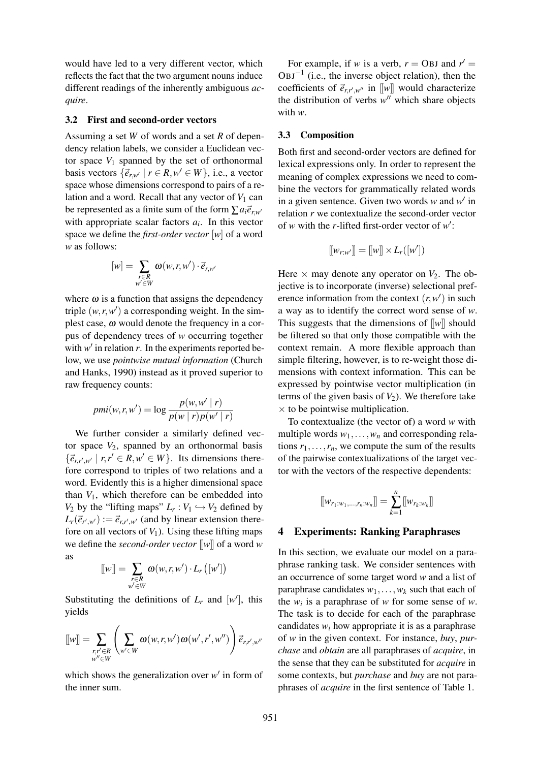would have led to a very different vector, which reflects the fact that the two argument nouns induce different readings of the inherently ambiguous *acquire*.

### 3.2 First and second-order vectors

Assuming a set $W$ of words and a set $R$ of dependency relation labels, we consider a Euclidean vector space $V_1$ spanned by the set of orthonormal basis vectors $\{\vec{e}_{r,w'} \mid r \in R, w' \in W\}$, i.e., a vector space whose dimensions correspond to pairs of a relation and a word. Recall that any vector of $V_1$ can be represented as a finite sum of the form $\sum a_i \vec{e}_{r,w'}$ with appropriate scalar factors $a_i$. In this vector space we define the *first-order vector* $[w]$ of a word $w$ as follows:

$$[w] = \sum_{\substack{r \in R \\ w' \in W}} \omega(w,r,w') \cdot \vec{e}_{r,w'}$$

where $\omega$ is a function that assigns the dependency triple $(w,r,w')$ a corresponding weight. In the simplest case, $\omega$ would denote the frequency in a corpus of dependency trees of $w$ occurring together with $w'$ in relation $r$. In the experiments reported below, we use *pointwise mutual information* (Church and Hanks, 1990) instead as it proved superior to raw frequency counts:

$$pmi(w,r,w') = \log \frac{p(w,w' \mid r)}{p(w \mid r)p(w' \mid r)}$$

We further consider a similarly defined vector space $V_2$, spanned by an orthonormal basis $\{\vec{e}_{r,r',w'} \mid r,r' \in R, w' \in W\}$. Its dimensions therefore correspond to triples of two relations and a word. Evidently this is a higher dimensional space than $V_1$, which therefore can be embedded into $V_2$ by the "lifting maps" $L_r : V_1 \hookrightarrow V_2$ defined by $L_r(\vec{e}_{r',w'}) := \vec{e}_{r,r',w'}$ (and by linear extension therefore on all vectors of $V_1$). Using these lifting maps we define the *second-order vector* $[\![w]\!]$ of a word $w$ as

$$[\![w]\!] = \sum_{\substack{r \in R \\ w' \in W}} \omega(w,r,w') \cdot L_r\left([w']\right)$$

Substituting the definitions of $L_r$ and $[w']$, this yields

$$[\![w]\!] = \sum_{\substack{r,r' \in R \\ w'' \in W}} \left( \sum_{w' \in W} \omega(w,r,w')\omega(w',r',w'') \right) \vec{e}_{r,r',w''}$$

which shows the generalization over $w'$ in form of the inner sum.

For example, if $w$ is a verb, $r = \text{OBJ}$ and $r' = \text{OBJ}^{-1}$ (i.e., the inverse object relation), then the coefficients of $\vec{e}_{r,r',w''}$ in $[\![w]\!]$ would characterize the distribution of verbs $w''$ which share objects with $w$.

### 3.3 Composition

Both first and second-order vectors are defined for lexical expressions only. In order to represent the meaning of complex expressions we need to combine the vectors for grammatically related words in a given sentence. Given two words $w$ and $w'$ in relation $r$ we contextualize the second-order vector of $w$ with the $r$-lifted first-order vector of $w'$:

$$[\![w_{r:w'}]\!] = [\![w]\!] \times L_r([w'])$$

Here $\times$ may denote any operator on $V_2$. The objective is to incorporate (inverse) selectional preference information from the context $(r,w')$ in such a way as to identify the correct word sense of $w$. This suggests that the dimensions of $[\![w]\!]$ should be filtered so that only those compatible with the context remain. A more flexible approach than simple filtering, however, is to re-weight those dimensions with context information. This can be expressed by pointwise vector multiplication (in terms of the given basis of $V_2$). We therefore take $\times$ to be pointwise multiplication.

To contextualize (the vector of) a word $w$ with multiple words $w_1, \ldots, w_n$ and corresponding relations $r_1, \ldots, r_n$, we compute the sum of the results of the pairwise contextualizations of the target vector with the vectors of the respective dependents:

$$[\![w_{r_1:w_1,\ldots,r_n:w_n}]\!] = \sum_{k=1}^{n} [\![w_{r_k:w_k}]\!]$$

## 4 Experiments: Ranking Paraphrases

In this section, we evaluate our model on a paraphrase ranking task. We consider sentences with an occurrence of some target word $w$ and a list of paraphrase candidates $w_1, \ldots, w_k$ such that each of the $w_i$ is a paraphrase of $w$ for some sense of $w$. The task is to decide for each of the paraphrase candidates $w_i$ how appropriate it is as a paraphrase of $w$ in the given context. For instance, *buy*, *purchase* and *obtain* are all paraphrases of *acquire*, in the sense that they can be substituted for *acquire* in some contexts, but *purchase* and *buy* are not paraphrases of *acquire* in the first sentence of Table 1.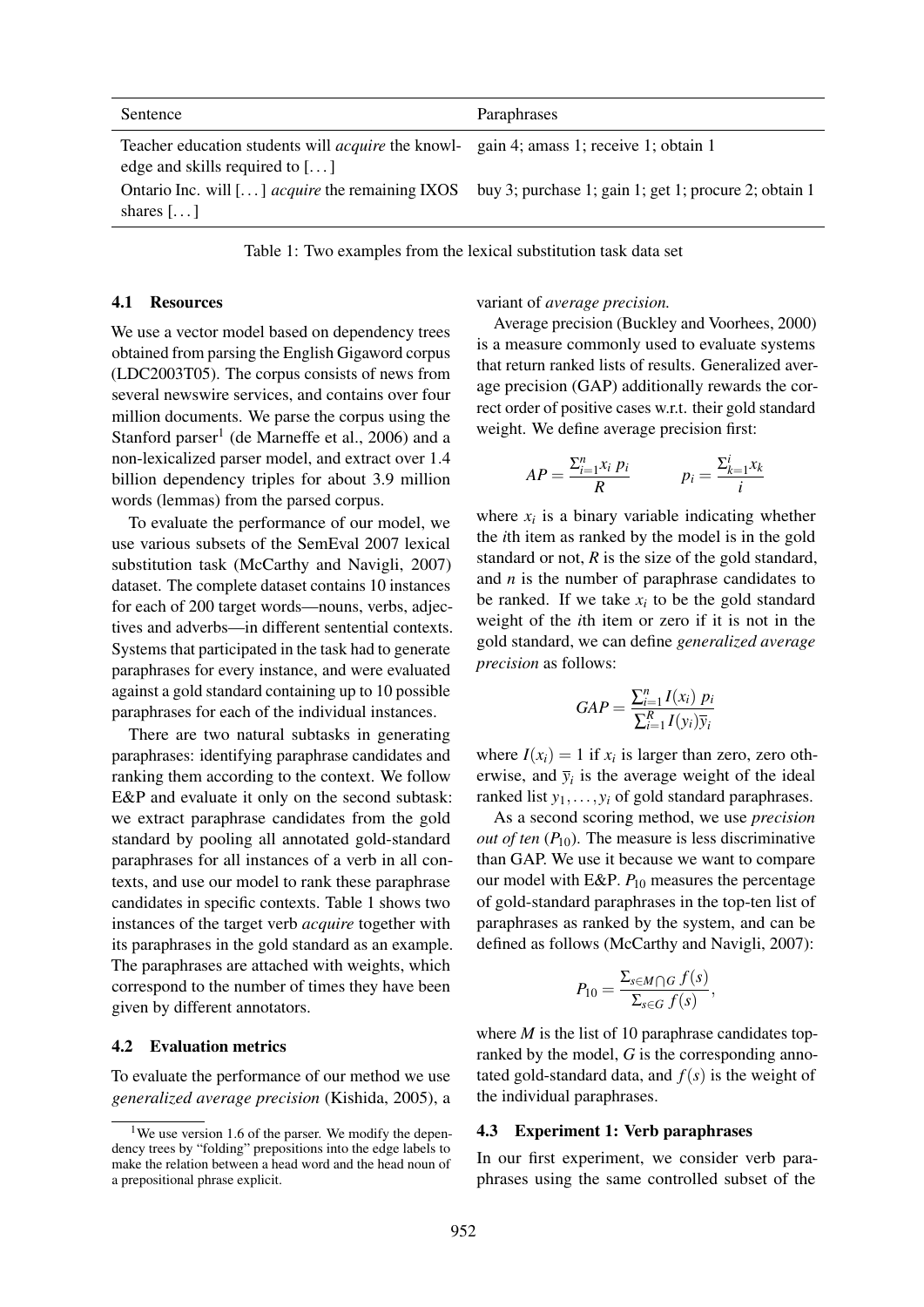| Sentence | Paraphrases |
| --- | --- |
| Teacher education students will *acquire* the knowledge and skills required to [...] | gain 4; amass 1; receive 1; obtain 1 |
| Ontario Inc. will [...] *acquire* the remaining IXOS shares [...] | buy 3; purchase 1; gain 1; get 1; procure 2; obtain 1 |

Table 1: Two examples from the lexical substitution task data set

### 4.1 Resources

We use a vector model based on dependency trees obtained from parsing the English Gigaword corpus (LDC2003T05). The corpus consists of news from several newswire services, and contains over four million documents. We parse the corpus using the Stanford parser[1] (de Marneffe et al., 2006) and a non-lexicalized parser model, and extract over 1.4 billion dependency triples for about 3.9 million words (lemmas) from the parsed corpus.

To evaluate the performance of our model, we use various subsets of the SemEval 2007 lexical substitution task (McCarthy and Navigli, 2007) dataset. The complete dataset contains 10 instances for each of 200 target words—nouns, verbs, adjectives and adverbs—in different sentential contexts. Systems that participated in the task had to generate paraphrases for every instance, and were evaluated against a gold standard containing up to 10 possible paraphrases for each of the individual instances.

There are two natural subtasks in generating paraphrases: identifying paraphrase candidates and ranking them according to the context. We follow E&P and evaluate it only on the second subtask: we extract paraphrase candidates from the gold standard by pooling all annotated gold-standard paraphrases for all instances of a verb in all contexts, and use our model to rank these paraphrase candidates in specific contexts. Table 1 shows two instances of the target verb *acquire* together with its paraphrases in the gold standard as an example. The paraphrases are attached with weights, which correspond to the number of times they have been given by different annotators.

### 4.2 Evaluation metrics

To evaluate the performance of our method we use *generalized average precision* (Kishida, 2005), a variant of *average precision.*

Average precision (Buckley and Voorhees, 2000) is a measure commonly used to evaluate systems that return ranked lists of results. Generalized average precision (GAP) additionally rewards the correct order of positive cases w.r.t. their gold standard weight. We define average precision first:

$$AP = \frac{\sum_{i=1}^{n} x_i \, p_i}{R} \qquad p_i = \frac{\sum_{k=1}^{i} x_k}{i}$$

where $x_i$ is a binary variable indicating whether the $i$th item as ranked by the model is in the gold standard or not, $R$ is the size of the gold standard, and $n$ is the number of paraphrase candidates to be ranked. If we take $x_i$ to be the gold standard weight of the $i$th item or zero if it is not in the gold standard, we can define *generalized average precision* as follows:

$$GAP = \frac{\sum_{i=1}^{n} I(x_i) \; p_i}{\sum_{i=1}^{R} I(y_i) \overline{y}_i}$$

where $I(x_i) = 1$ if $x_i$ is larger than zero, zero otherwise, and $\overline{y}_i$ is the average weight of the ideal ranked list $y_1, \ldots, y_i$ of gold standard paraphrases.

As a second scoring method, we use *precision out of ten* ($P_{10}$). The measure is less discriminative than GAP. We use it because we want to compare our model with E&P. $P_{10}$ measures the percentage of gold-standard paraphrases in the top-ten list of paraphrases as ranked by the system, and can be defined as follows (McCarthy and Navigli, 2007):

$$P_{10} = \frac{\Sigma_{s \in M \cap G} \, f(s)}{\Sigma_{s \in G} \, f(s)},$$

where $M$ is the list of 10 paraphrase candidates top-ranked by the model, $G$ is the corresponding annotated gold-standard data, and $f(s)$ is the weight of the individual paraphrases.

### 4.3 Experiment 1: Verb paraphrases

In our first experiment, we consider verb paraphrases using the same controlled subset of the

[1] We use version 1.6 of the parser. We modify the dependency trees by "folding" prepositions into the edge labels to make the relation between a head word and the head noun of a prepositional phrase explicit.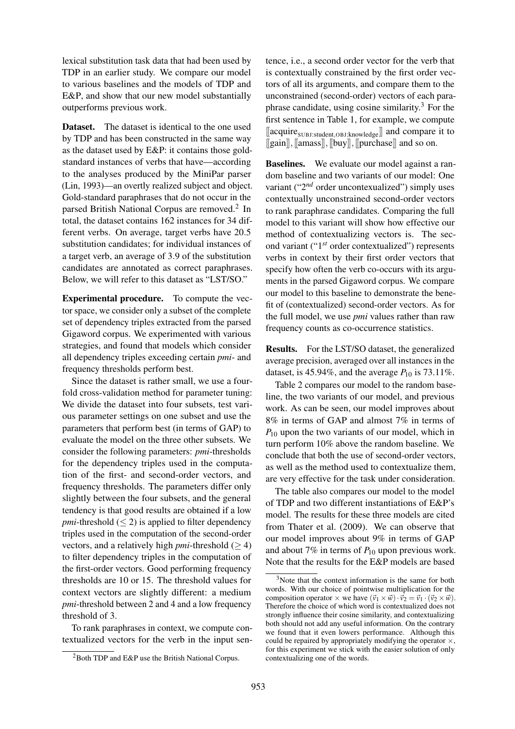lexical substitution task data that had been used by TDP in an earlier study. We compare our model to various baselines and the models of TDP and E&P, and show that our new model substantially outperforms previous work.

**Dataset.** The dataset is identical to the one used by TDP and has been constructed in the same way as the dataset used by E&P: it contains those gold-standard instances of verbs that have—according to the analyses produced by the MiniPar parser (Lin, 1993)—an overtly realized subject and object. Gold-standard paraphrases that do not occur in the parsed British National Corpus are removed.[2] In total, the dataset contains 162 instances for 34 different verbs. On average, target verbs have 20.5 substitution candidates; for individual instances of a target verb, an average of 3.9 of the substitution candidates are annotated as correct paraphrases. Below, we will refer to this dataset as "LST/SO."

**Experimental procedure.** To compute the vector space, we consider only a subset of the complete set of dependency triples extracted from the parsed Gigaword corpus. We experimented with various strategies, and found that models which consider all dependency triples exceeding certain *pmi*- and frequency thresholds perform best.

Since the dataset is rather small, we use a four-fold cross-validation method for parameter tuning: We divide the dataset into four subsets, test various parameter settings on one subset and use the parameters that perform best (in terms of GAP) to evaluate the model on the three other subsets. We consider the following parameters: *pmi*-thresholds for the dependency triples used in the computation of the first- and second-order vectors, and frequency thresholds. The parameters differ only slightly between the four subsets, and the general tendency is that good results are obtained if a low *pmi*-threshold ($\leq 2$) is applied to filter dependency triples used in the computation of the second-order vectors, and a relatively high *pmi*-threshold ($\geq 4$) to filter dependency triples in the computation of the first-order vectors. Good performing frequency thresholds are 10 or 15. The threshold values for context vectors are slightly different: a medium *pmi*-threshold between 2 and 4 and a low frequency threshold of 3.

To rank paraphrases in context, we compute contextualized vectors for the verb in the input sentence, i.e., a second order vector for the verb that is contextually constrained by the first order vectors of all its arguments, and compare them to the unconstrained (second-order) vectors of each paraphrase candidate, using cosine similarity.[3] For the first sentence in Table 1, for example, we compute $[\![\text{acquire}_{\text{SUBJ:student,OBJ:knowledge}}]\!]$ and compare it to $[\![\text{gain}]\!], [\![\text{amass}]\!], [\![\text{buy}]\!], [\![\text{purchase}]\!]$ and so on.

**Baselines.** We evaluate our model against a random baseline and two variants of our model: One variant ("$2^{nd}$ order uncontexualized") simply uses contextually unconstrained second-order vectors to rank paraphrase candidates. Comparing the full model to this variant will show how effective our method of contextualizing vectors is. The second variant ("$1^{st}$ order contextualized") represents verbs in context by their first order vectors that specify how often the verb co-occurs with its arguments in the parsed Gigaword corpus. We compare our model to this baseline to demonstrate the benefit of (contextualized) second-order vectors. As for the full model, we use *pmi* values rather than raw frequency counts as co-occurrence statistics.

**Results.** For the LST/SO dataset, the generalized average precision, averaged over all instances in the dataset, is 45.94%, and the average $P_{10}$ is 73.11%.

Table 2 compares our model to the random baseline, the two variants of our model, and previous work. As can be seen, our model improves about 8% in terms of GAP and almost 7% in terms of $P_{10}$ upon the two variants of our model, which in turn perform 10% above the random baseline. We conclude that both the use of second-order vectors, as well as the method used to contextualize them, are very effective for the task under consideration.

The table also compares our model to the model of TDP and two different instantiations of E&P's model. The results for these three models are cited from Thater et al. (2009). We can observe that our model improves about 9% in terms of GAP and about 7% in terms of $P_{10}$ upon previous work. Note that the results for the E&P models are based

[2] Both TDP and E&P use the British National Corpus.

[3] Note that the context information is the same for both words. With our choice of pointwise multiplication for the composition operator $\times$ we have $(\vec{v}_1 \times \vec{w}) \cdot \vec{v}_2 = \vec{v}_1 \cdot (\vec{v}_2 \times \vec{w})$. Therefore the choice of which word is contextualized does not strongly influence their cosine similarity, and contextualizing both should not add any useful information. On the contrary we found that it even lowers performance. Although this could be repaired by appropriately modifying the operator $\times$, for this experiment we stick with the easier solution of only contextualizing one of the words.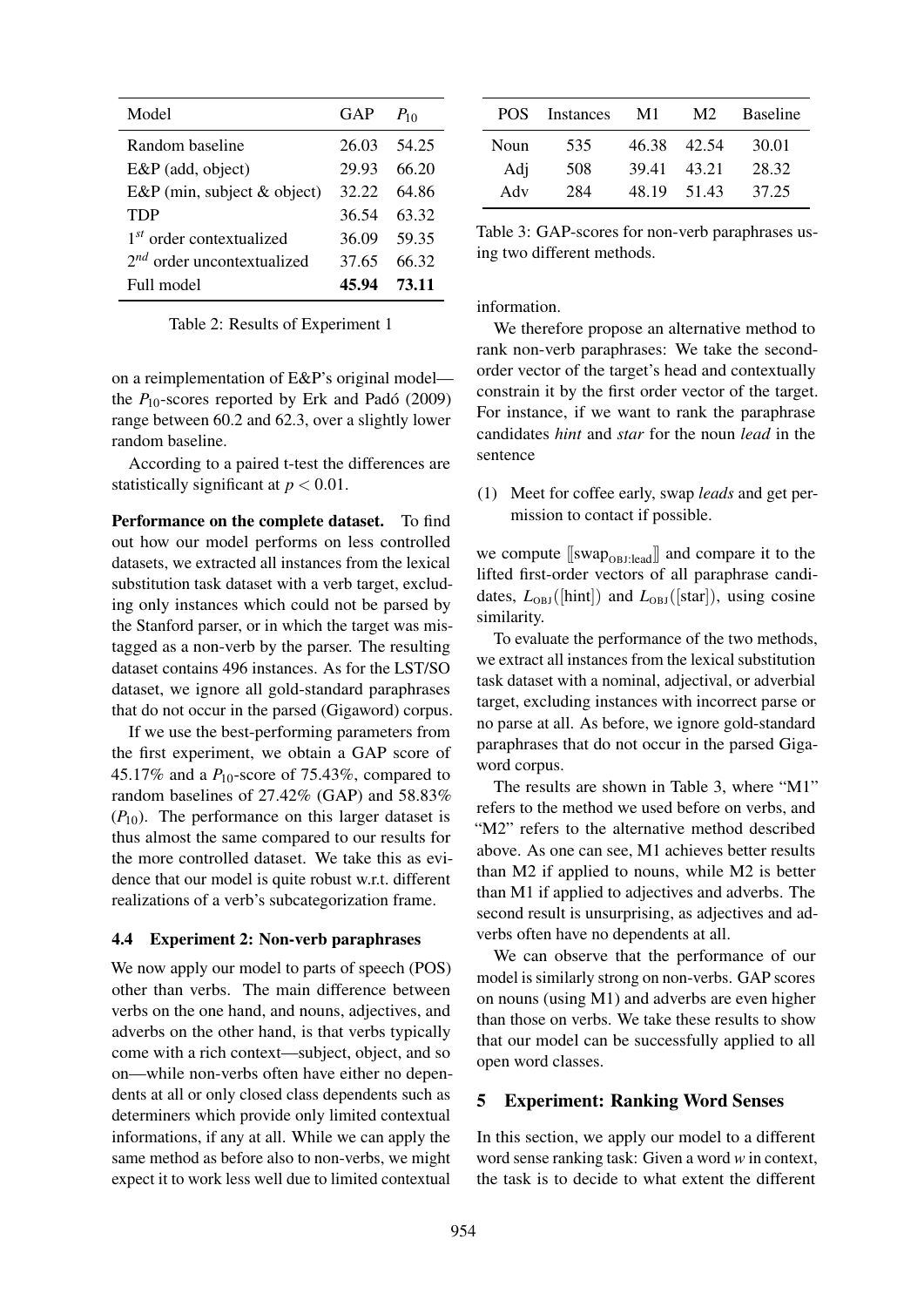| Model | GAP | $P_{10}$ |
|---|---|---|
| Random baseline | 26.03 | 54.25 |
| E&P (add, object) | 29.93 | 66.20 |
| E&P (min, subject & object) | 32.22 | 64.86 |
| TDP | 36.54 | 63.32 |
| $1^{st}$ order contextualized | 36.09 | 59.35 |
| $2^{nd}$ order uncontextualized | 37.65 | 66.32 |
| Full model | **45.94** | **73.11** |

Table 2: Results of Experiment 1

on a reimplementation of E&P's original model—the $P_{10}$-scores reported by Erk and Padó (2009) range between 60.2 and 62.3, over a slightly lower random baseline.

According to a paired t-test the differences are statistically significant at $p < 0.01$.

**Performance on the complete dataset.** To find out how our model performs on less controlled datasets, we extracted all instances from the lexical substitution task dataset with a verb target, excluding only instances which could not be parsed by the Stanford parser, or in which the target was mistagged as a non-verb by the parser. The resulting dataset contains 496 instances. As for the LST/SO dataset, we ignore all gold-standard paraphrases that do not occur in the parsed (Gigaword) corpus.

If we use the best-performing parameters from the first experiment, we obtain a GAP score of 45.17% and a $P_{10}$-score of 75.43%, compared to random baselines of 27.42% (GAP) and 58.83% ($P_{10}$). The performance on this larger dataset is thus almost the same compared to our results for the more controlled dataset. We take this as evidence that our model is quite robust w.r.t. different realizations of a verb's subcategorization frame.

### 4.4 Experiment 2: Non-verb paraphrases

We now apply our model to parts of speech (POS) other than verbs. The main difference between verbs on the one hand, and nouns, adjectives, and adverbs on the other hand, is that verbs typically come with a rich context—subject, object, and so on—while non-verbs often have either no dependents at all or only closed class dependents such as determiners which provide only limited contextual informations, if any at all. While we can apply the same method as before also to non-verbs, we might expect it to work less well due to limited contextual information.

| POS | Instances | M1 | M2 | Baseline |
|---|---|---|---|---|
| Noun | 535 | 46.38 | 42.54 | 30.01 |
| Adj | 508 | 39.41 | 43.21 | 28.32 |
| Adv | 284 | 48.19 | 51.43 | 37.25 |

Table 3: GAP-scores for non-verb paraphrases using two different methods.

We therefore propose an alternative method to rank non-verb paraphrases: We take the second-order vector of the target's head and contextually constrain it by the first order vector of the target. For instance, if we want to rank the paraphrase candidates *hint* and *star* for the noun *lead* in the sentence

(1) Meet for coffee early, swap *leads* and get permission to contact if possible.

we compute $[\![\text{swap}_{\text{OBJ:lead}}]\!]$ and compare it to the lifted first-order vectors of all paraphrase candidates, $L_{\text{OBJ}}([\text{hint}])$ and $L_{\text{OBJ}}([\text{star}])$, using cosine similarity.

To evaluate the performance of the two methods, we extract all instances from the lexical substitution task dataset with a nominal, adjectival, or adverbial target, excluding instances with incorrect parse or no parse at all. As before, we ignore gold-standard paraphrases that do not occur in the parsed Gigaword corpus.

The results are shown in Table 3, where "M1" refers to the method we used before on verbs, and "M2" refers to the alternative method described above. As one can see, M1 achieves better results than M2 if applied to nouns, while M2 is better than M1 if applied to adjectives and adverbs. The second result is unsurprising, as adjectives and adverbs often have no dependents at all.

We can observe that the performance of our model is similarly strong on non-verbs. GAP scores on nouns (using M1) and adverbs are even higher than those on verbs. We take these results to show that our model can be successfully applied to all open word classes.

## 5 Experiment: Ranking Word Senses

In this section, we apply our model to a different word sense ranking task: Given a word $w$ in context, the task is to decide to what extent the different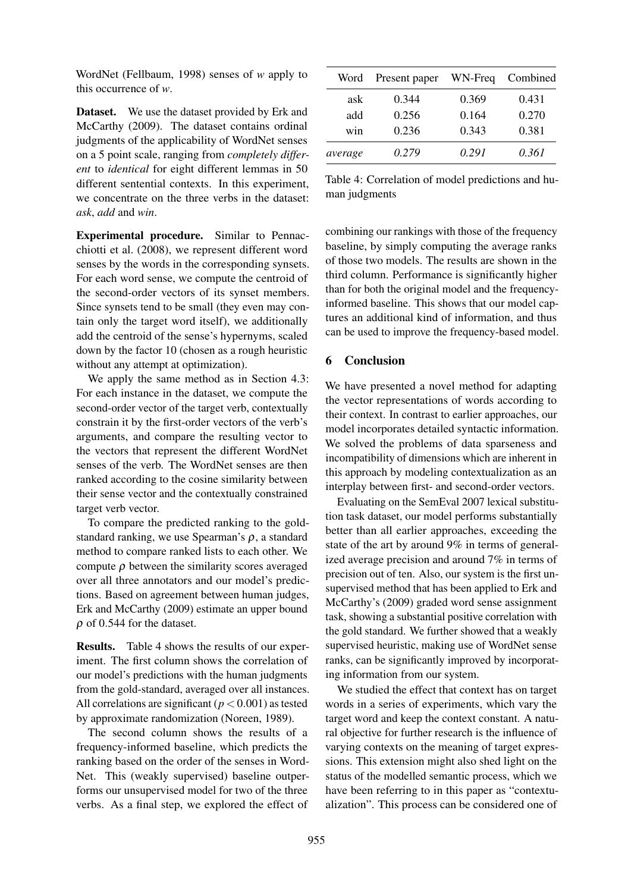WordNet (Fellbaum, 1998) senses of *w* apply to this occurrence of *w*.

**Dataset.** We use the dataset provided by Erk and McCarthy (2009). The dataset contains ordinal judgments of the applicability of WordNet senses on a 5 point scale, ranging from *completely different* to *identical* for eight different lemmas in 50 different sentential contexts. In this experiment, we concentrate on the three verbs in the dataset: *ask*, *add* and *win*.

**Experimental procedure.** Similar to Pennacchiotti et al. (2008), we represent different word senses by the words in the corresponding synsets. For each word sense, we compute the centroid of the second-order vectors of its synset members. Since synsets tend to be small (they even may contain only the target word itself), we additionally add the centroid of the sense's hypernyms, scaled down by the factor 10 (chosen as a rough heuristic without any attempt at optimization).

We apply the same method as in Section 4.3: For each instance in the dataset, we compute the second-order vector of the target verb, contextually constrain it by the first-order vectors of the verb's arguments, and compare the resulting vector to the vectors that represent the different WordNet senses of the verb. The WordNet senses are then ranked according to the cosine similarity between their sense vector and the contextually constrained target verb vector.

To compare the predicted ranking to the gold-standard ranking, we use Spearman's $\rho$, a standard method to compare ranked lists to each other. We compute $\rho$ between the similarity scores averaged over all three annotators and our model's predictions. Based on agreement between human judges, Erk and McCarthy (2009) estimate an upper bound $\rho$ of 0.544 for the dataset.

**Results.** Table 4 shows the results of our experiment. The first column shows the correlation of our model's predictions with the human judgments from the gold-standard, averaged over all instances. All correlations are significant ($p < 0.001$) as tested by approximate randomization (Noreen, 1989).

The second column shows the results of a frequency-informed baseline, which predicts the ranking based on the order of the senses in WordNet. This (weakly supervised) baseline outperforms our unsupervised model for two of the three verbs. As a final step, we explored the effect of combining our rankings with those of the frequency baseline, by simply computing the average ranks of those two models. The results are shown in the third column. Performance is significantly higher than for both the original model and the frequency-informed baseline. This shows that our model captures an additional kind of information, and thus can be used to improve the frequency-based model.

| Word | Present paper | WN-Freq | Combined |
|---|---|---|---|
| ask | 0.344 | 0.369 | 0.431 |
| add | 0.256 | 0.164 | 0.270 |
| win | 0.236 | 0.343 | 0.381 |
| *average* | *0.279* | *0.291* | *0.361* |

Table 4: Correlation of model predictions and human judgments

## 6 Conclusion

We have presented a novel method for adapting the vector representations of words according to their context. In contrast to earlier approaches, our model incorporates detailed syntactic information. We solved the problems of data sparseness and incompatibility of dimensions which are inherent in this approach by modeling contextualization as an interplay between first- and second-order vectors.

Evaluating on the SemEval 2007 lexical substitution task dataset, our model performs substantially better than all earlier approaches, exceeding the state of the art by around 9% in terms of generalized average precision and around 7% in terms of precision out of ten. Also, our system is the first unsupervised method that has been applied to Erk and McCarthy's (2009) graded word sense assignment task, showing a substantial positive correlation with the gold standard. We further showed that a weakly supervised heuristic, making use of WordNet sense ranks, can be significantly improved by incorporating information from our system.

We studied the effect that context has on target words in a series of experiments, which vary the target word and keep the context constant. A natural objective for further research is the influence of varying contexts on the meaning of target expressions. This extension might also shed light on the status of the modelled semantic process, which we have been referring to in this paper as "contextualization". This process can be considered one of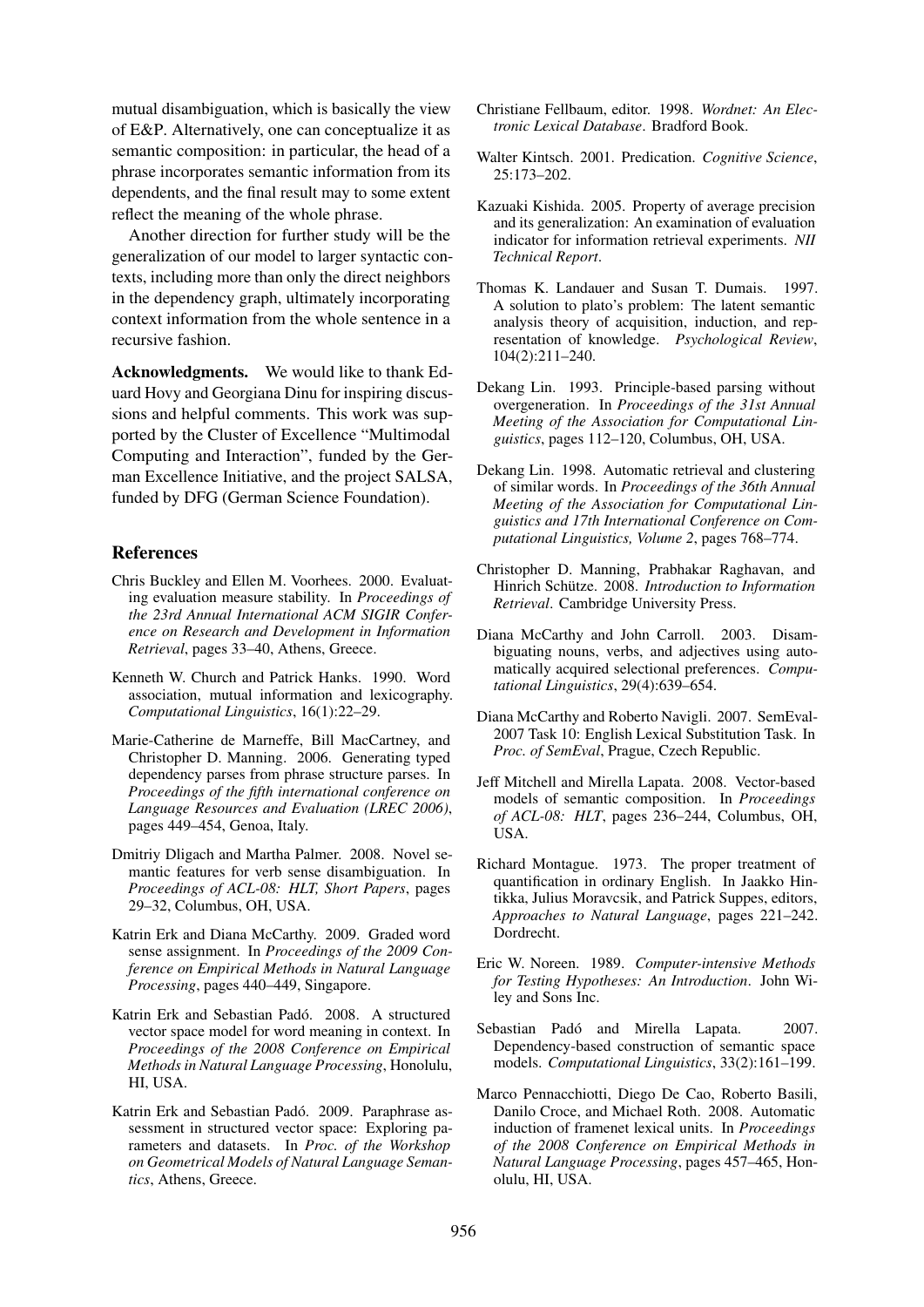mutual disambiguation, which is basically the view of E&P. Alternatively, one can conceptualize it as semantic composition: in particular, the head of a phrase incorporates semantic information from its dependents, and the final result may to some extent reflect the meaning of the whole phrase.

Another direction for further study will be the generalization of our model to larger syntactic contexts, including more than only the direct neighbors in the dependency graph, ultimately incorporating context information from the whole sentence in a recursive fashion.

**Acknowledgments.** We would like to thank Eduard Hovy and Georgiana Dinu for inspiring discussions and helpful comments. This work was supported by the Cluster of Excellence "Multimodal Computing and Interaction", funded by the German Excellence Initiative, and the project SALSA, funded by DFG (German Science Foundation).

## References

Chris Buckley and Ellen M. Voorhees. 2000. Evaluating evaluation measure stability. In *Proceedings of the 23rd Annual International ACM SIGIR Conference on Research and Development in Information Retrieval*, pages 33–40, Athens, Greece.

Kenneth W. Church and Patrick Hanks. 1990. Word association, mutual information and lexicography. *Computational Linguistics*, 16(1):22–29.

Marie-Catherine de Marneffe, Bill MacCartney, and Christopher D. Manning. 2006. Generating typed dependency parses from phrase structure parses. In *Proceedings of the fifth international conference on Language Resources and Evaluation (LREC 2006)*, pages 449–454, Genoa, Italy.

Dmitriy Dligach and Martha Palmer. 2008. Novel semantic features for verb sense disambiguation. In *Proceedings of ACL-08: HLT, Short Papers*, pages 29–32, Columbus, OH, USA.

Katrin Erk and Diana McCarthy. 2009. Graded word sense assignment. In *Proceedings of the 2009 Conference on Empirical Methods in Natural Language Processing*, pages 440–449, Singapore.

Katrin Erk and Sebastian Padó. 2008. A structured vector space model for word meaning in context. In *Proceedings of the 2008 Conference on Empirical Methods in Natural Language Processing*, Honolulu, HI, USA.

Katrin Erk and Sebastian Padó. 2009. Paraphrase assessment in structured vector space: Exploring parameters and datasets. In *Proc. of the Workshop on Geometrical Models of Natural Language Semantics*, Athens, Greece.

Christiane Fellbaum, editor. 1998. *Wordnet: An Electronic Lexical Database*. Bradford Book.

Walter Kintsch. 2001. Predication. *Cognitive Science*, 25:173–202.

Kazuaki Kishida. 2005. Property of average precision and its generalization: An examination of evaluation indicator for information retrieval experiments. *NII Technical Report*.

Thomas K. Landauer and Susan T. Dumais. 1997. A solution to plato's problem: The latent semantic analysis theory of acquisition, induction, and representation of knowledge. *Psychological Review*, 104(2):211–240.

Dekang Lin. 1993. Principle-based parsing without overgeneration. In *Proceedings of the 31st Annual Meeting of the Association for Computational Linguistics*, pages 112–120, Columbus, OH, USA.

Dekang Lin. 1998. Automatic retrieval and clustering of similar words. In *Proceedings of the 36th Annual Meeting of the Association for Computational Linguistics and 17th International Conference on Computational Linguistics, Volume 2*, pages 768–774.

Christopher D. Manning, Prabhakar Raghavan, and Hinrich Schütze. 2008. *Introduction to Information Retrieval*. Cambridge University Press.

Diana McCarthy and John Carroll. 2003. Disambiguating nouns, verbs, and adjectives using automatically acquired selectional preferences. *Computational Linguistics*, 29(4):639–654.

Diana McCarthy and Roberto Navigli. 2007. SemEval-2007 Task 10: English Lexical Substitution Task. In *Proc. of SemEval*, Prague, Czech Republic.

Jeff Mitchell and Mirella Lapata. 2008. Vector-based models of semantic composition. In *Proceedings of ACL-08: HLT*, pages 236–244, Columbus, OH, USA.

Richard Montague. 1973. The proper treatment of quantification in ordinary English. In Jaakko Hintikka, Julius Moravcsik, and Patrick Suppes, editors, *Approaches to Natural Language*, pages 221–242. Dordrecht.

Eric W. Noreen. 1989. *Computer-intensive Methods for Testing Hypotheses: An Introduction*. John Wiley and Sons Inc.

Sebastian Padó and Mirella Lapata. 2007. Dependency-based construction of semantic space models. *Computational Linguistics*, 33(2):161–199.

Marco Pennacchiotti, Diego De Cao, Roberto Basili, Danilo Croce, and Michael Roth. 2008. Automatic induction of framenet lexical units. In *Proceedings of the 2008 Conference on Empirical Methods in Natural Language Processing*, pages 457–465, Honolulu, HI, USA.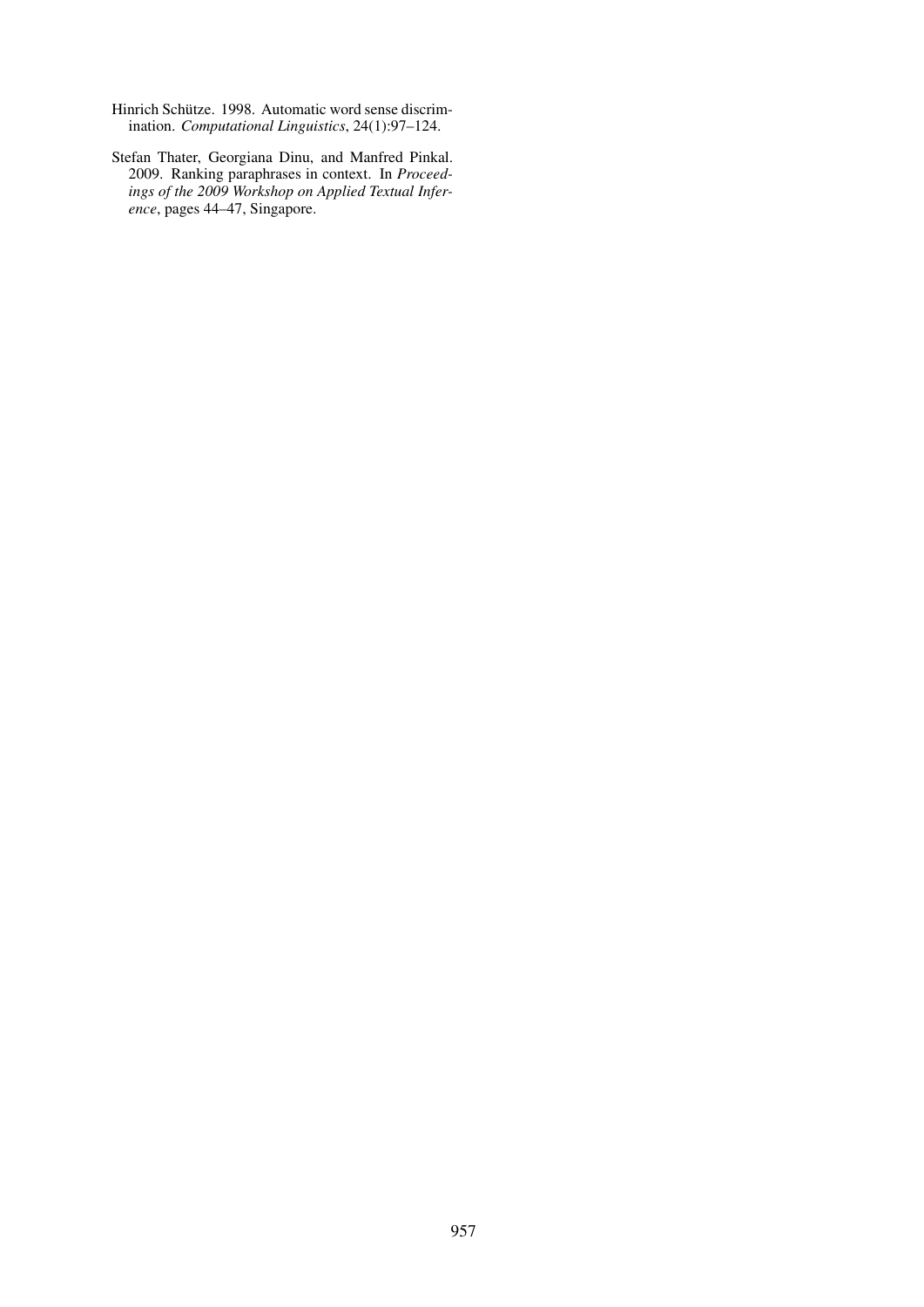Hinrich Schütze. 1998. Automatic word sense discrimination. *Computational Linguistics*, 24(1):97–124.

Stefan Thater, Georgiana Dinu, and Manfred Pinkal. 2009. Ranking paraphrases in context. In *Proceedings of the 2009 Workshop on Applied Textual Inference*, pages 44–47, Singapore.